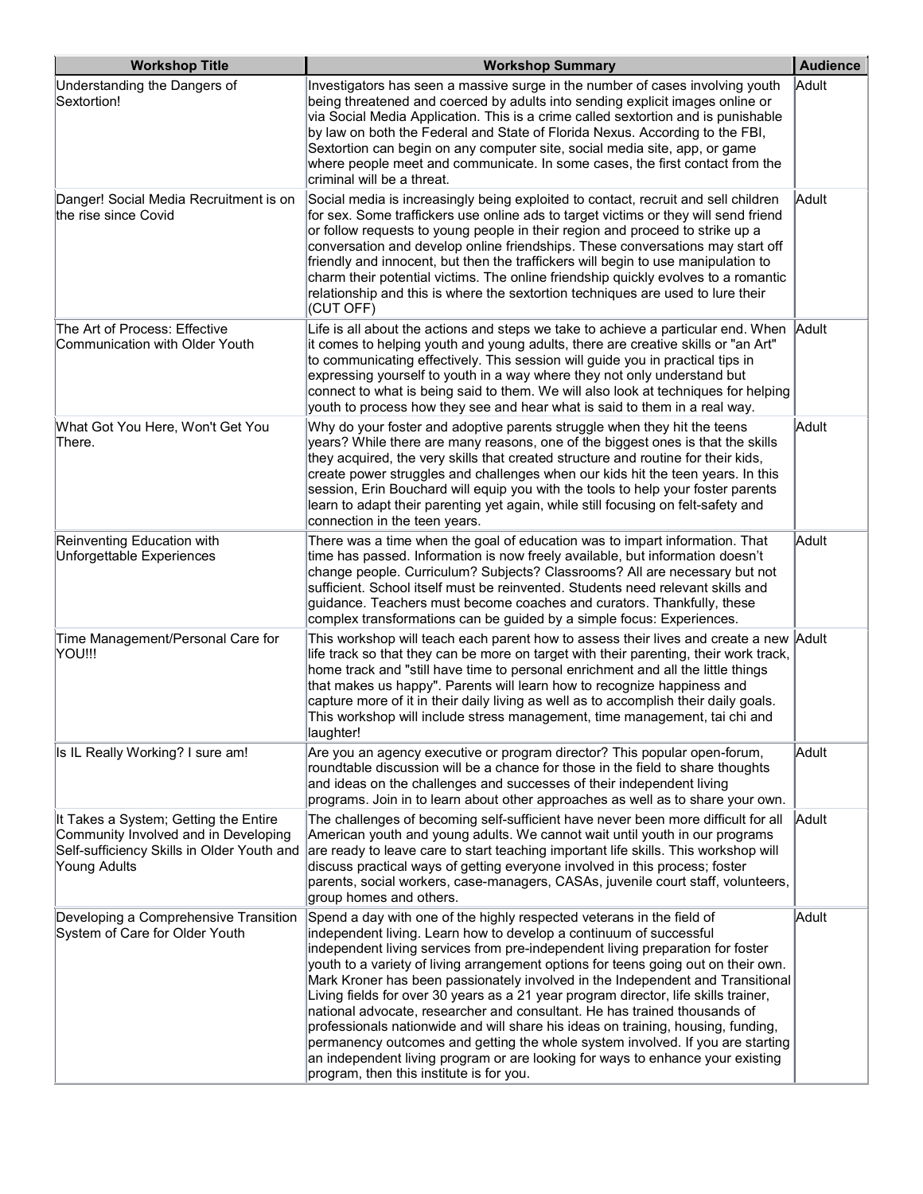| Workshop Title | Workshop Summary | Audience |
|---|---|---|
| Understanding the Dangers of Sextortion! | Investigators has seen a massive surge in the number of cases involving youth being threatened and coerced by adults into sending explicit images online or via Social Media Application. This is a crime called sextortion and is punishable by law on both the Federal and State of Florida Nexus. According to the FBI, Sextortion can begin on any computer site, social media site, app, or game where people meet and communicate. In some cases, the first contact from the criminal will be a threat. | Adult |
| Danger! Social Media Recruitment is on the rise since Covid | Social media is increasingly being exploited to contact, recruit and sell children for sex. Some traffickers use online ads to target victims or they will send friend or follow requests to young people in their region and proceed to strike up a conversation and develop online friendships. These conversations may start off friendly and innocent, but then the traffickers will begin to use manipulation to charm their potential victims. The online friendship quickly evolves to a romantic relationship and this is where the sextortion techniques are used to lure their (CUT OFF) | Adult |
| The Art of Process: Effective Communication with Older Youth | Life is all about the actions and steps we take to achieve a particular end. When it comes to helping youth and young adults, there are creative skills or "an Art" to communicating effectively. This session will guide you in practical tips in expressing yourself to youth in a way where they not only understand but connect to what is being said to them. We will also look at techniques for helping youth to process how they see and hear what is said to them in a real way. | Adult |
| What Got You Here, Won't Get You There. | Why do your foster and adoptive parents struggle when they hit the teens years? While there are many reasons, one of the biggest ones is that the skills they acquired, the very skills that created structure and routine for their kids, create power struggles and challenges when our kids hit the teen years. In this session, Erin Bouchard will equip you with the tools to help your foster parents learn to adapt their parenting yet again, while still focusing on felt-safety and connection in the teen years. | Adult |
| Reinventing Education with Unforgettable Experiences | There was a time when the goal of education was to impart information. That time has passed. Information is now freely available, but information doesn't change people. Curriculum? Subjects? Classrooms? All are necessary but not sufficient. School itself must be reinvented. Students need relevant skills and guidance. Teachers must become coaches and curators. Thankfully, these complex transformations can be guided by a simple focus: Experiences. | Adult |
| Time Management/Personal Care for YOU!!! | This workshop will teach each parent how to assess their lives and create a new life track so that they can be more on target with their parenting, their work track, home track and "still have time to personal enrichment and all the little things that makes us happy". Parents will learn how to recognize happiness and capture more of it in their daily living as well as to accomplish their daily goals. This workshop will include stress management, time management, tai chi and laughter! | Adult |
| Is IL Really Working? I sure am! | Are you an agency executive or program director? This popular open-forum, roundtable discussion will be a chance for those in the field to share thoughts and ideas on the challenges and successes of their independent living programs. Join in to learn about other approaches as well as to share your own. | Adult |
| It Takes a System; Getting the Entire Community Involved and in Developing Self-sufficiency Skills in Older Youth and Young Adults | The challenges of becoming self-sufficient have never been more difficult for all American youth and young adults. We cannot wait until youth in our programs are ready to leave care to start teaching important life skills. This workshop will discuss practical ways of getting everyone involved in this process; foster parents, social workers, case-managers, CASAs, juvenile court staff, volunteers, group homes and others. | Adult |
| Developing a Comprehensive Transition System of Care for Older Youth | Spend a day with one of the highly respected veterans in the field of independent living. Learn how to develop a continuum of successful independent living services from pre-independent living preparation for foster youth to a variety of living arrangement options for teens going out on their own. Mark Kroner has been passionately involved in the Independent and Transitional Living fields for over 30 years as a 21 year program director, life skills trainer, national advocate, researcher and consultant. He has trained thousands of professionals nationwide and will share his ideas on training, housing, funding, permanency outcomes and getting the whole system involved. If you are starting an independent living program or are looking for ways to enhance your existing program, then this institute is for you. | Adult |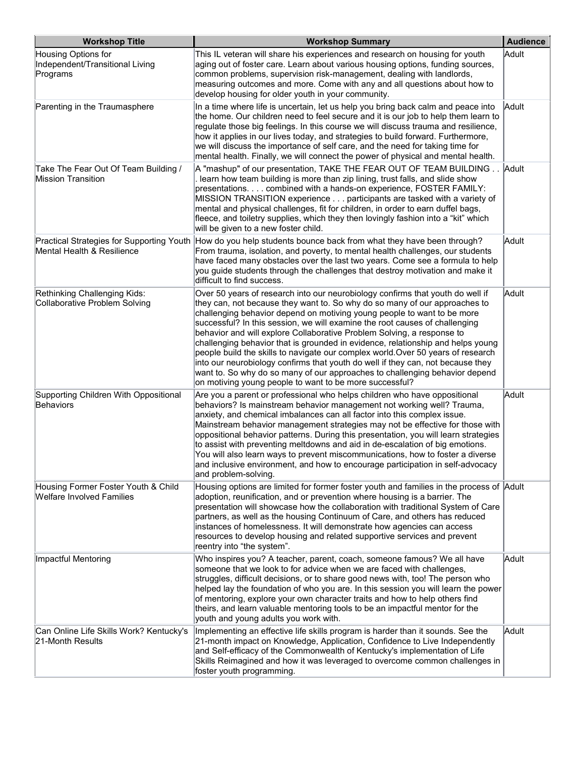| Workshop Title | Workshop Summary | Audience |
|---|---|---|
| Housing Options for Independent/Transitional Living Programs | This IL veteran will share his experiences and research on housing for youth aging out of foster care. Learn about various housing options, funding sources, common problems, supervision risk-management, dealing with landlords, measuring outcomes and more. Come with any and all questions about how to develop housing for older youth in your community. | Adult |
| Parenting in the Traumasphere | In a time where life is uncertain, let us help you bring back calm and peace into the home. Our children need to feel secure and it is our job to help them learn to regulate those big feelings. In this course we will discuss trauma and resilience, how it applies in our lives today, and strategies to build forward. Furthermore, we will discuss the importance of self care, and the need for taking time for mental health. Finally, we will connect the power of physical and mental health. | Adult |
| Take The Fear Out Of Team Building / Mission Transition | A "mashup" of our presentation, TAKE THE FEAR OUT OF TEAM BUILDING . . . learn how team building is more than zip lining, trust falls, and slide show presentations. . . . combined with a hands-on experience, FOSTER FAMILY: MISSION TRANSITION experience . . . participants are tasked with a variety of mental and physical challenges, fit for children, in order to earn duffel bags, fleece, and toiletry supplies, which they then lovingly fashion into a "kit" which will be given to a new foster child. | Adult |
| Practical Strategies for Supporting Youth Mental Health & Resilience | How do you help students bounce back from what they have been through? From trauma, isolation, and poverty, to mental health challenges, our students have faced many obstacles over the last two years. Come see a formula to help you guide students through the challenges that destroy motivation and make it difficult to find success. | Adult |
| Rethinking Challenging Kids: Collaborative Problem Solving | Over 50 years of research into our neurobiology confirms that youth do well if they can, not because they want to. So why do so many of our approaches to challenging behavior depend on motivating young people to want to be more successful? In this session, we will examine the root causes of challenging behavior and will explore Collaborative Problem Solving, a response to challenging behavior that is grounded in evidence, relationship and helps young people build the skills to navigate our complex world.Over 50 years of research into our neurobiology confirms that youth do well if they can, not because they want to. So why do so many of our approaches to challenging behavior depend on motivating young people to want to be more successful? | Adult |
| Supporting Children With Oppositional Behaviors | Are you a parent or professional who helps children who have oppositional behaviors? Is mainstream behavior management not working well? Trauma, anxiety, and chemical imbalances can all factor into this complex issue. Mainstream behavior management strategies may not be effective for those with oppositional behavior patterns. During this presentation, you will learn strategies to assist with preventing meltdowns and aid in de-escalation of big emotions. You will also learn ways to prevent miscommunications, how to foster a diverse and inclusive environment, and how to encourage participation in self-advocacy and problem-solving. | Adult |
| Housing Former Foster Youth & Child Welfare Involved Families | Housing options are limited for former foster youth and families in the process of adoption, reunification, and or prevention where housing is a barrier. The presentation will showcase how the collaboration with traditional System of Care partners, as well as the housing Continuum of Care, and others has reduced instances of homelessness. It will demonstrate how agencies can access resources to develop housing and related supportive services and prevent reentry into "the system". | Adult |
| Impactful Mentoring | Who inspires you? A teacher, parent, coach, someone famous? We all have someone that we look to for advice when we are faced with challenges, struggles, difficult decisions, or to share good news with, too! The person who helped lay the foundation of who you are. In this session you will learn the power of mentoring, explore your own character traits and how to help others find theirs, and learn valuable mentoring tools to be an impactful mentor for the youth and young adults you work with. | Adult |
| Can Online Life Skills Work? Kentucky's 21-Month Results | Implementing an effective life skills program is harder than it sounds. See the 21-month impact on Knowledge, Application, Confidence to Live Independently and Self-efficacy of the Commonwealth of Kentucky's implementation of Life Skills Reimagined and how it was leveraged to overcome common challenges in foster youth programming. | Adult |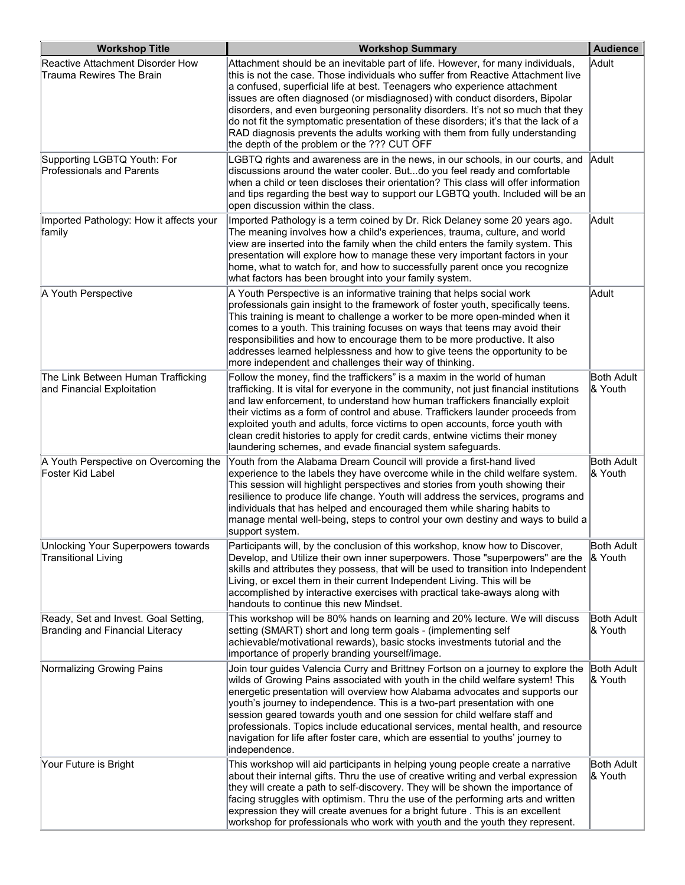| Workshop Title | Workshop Summary | Audience |
|---|---|---|
| Reactive Attachment Disorder How Trauma Rewires The Brain | Attachment should be an inevitable part of life. However, for many individuals, this is not the case. Those individuals who suffer from Reactive Attachment live a confused, superficial life at best. Teenagers who experience attachment issues are often diagnosed (or misdiagnosed) with conduct disorders, Bipolar disorders, and even burgeoning personality disorders. It's not so much that they do not fit the symptomatic presentation of these disorders; it's that the lack of a RAD diagnosis prevents the adults working with them from fully understanding the depth of the problem or the ??? CUT OFF | Adult |
| Supporting LGBTQ Youth: For Professionals and Parents | LGBTQ rights and awareness are in the news, in our schools, in our courts, and discussions around the water cooler. But...do you feel ready and comfortable when a child or teen discloses their orientation? This class will offer information and tips regarding the best way to support our LGBTQ youth. Included will be an open discussion within the class. | Adult |
| Imported Pathology: How it affects your family | Imported Pathology is a term coined by Dr. Rick Delaney some 20 years ago. The meaning involves how a child's experiences, trauma, culture, and world view are inserted into the family when the child enters the family system. This presentation will explore how to manage these very important factors in your home, what to watch for, and how to successfully parent once you recognize what factors has been brought into your family system. | Adult |
| A Youth Perspective | A Youth Perspective is an informative training that helps social work professionals gain insight to the framework of foster youth, specifically teens. This training is meant to challenge a worker to be more open-minded when it comes to a youth. This training focuses on ways that teens may avoid their responsibilities and how to encourage them to be more productive. It also addresses learned helplessness and how to give teens the opportunity to be more independent and challenges their way of thinking. | Adult |
| The Link Between Human Trafficking and Financial Exploitation | Follow the money, find the traffickers" is a maxim in the world of human trafficking. It is vital for everyone in the community, not just financial institutions and law enforcement, to understand how human traffickers financially exploit their victims as a form of control and abuse. Traffickers launder proceeds from exploited youth and adults, force victims to open accounts, force youth with clean credit histories to apply for credit cards, entwine victims their money laundering schemes, and evade financial system safeguards. | Both Adult & Youth |
| A Youth Perspective on Overcoming the Foster Kid Label | Youth from the Alabama Dream Council will provide a first-hand lived experience to the labels they have overcome while in the child welfare system. This session will highlight perspectives and stories from youth showing their resilience to produce life change. Youth will address the services, programs and individuals that has helped and encouraged them while sharing habits to manage mental well-being, steps to control your own destiny and ways to build a support system. | Both Adult & Youth |
| Unlocking Your Superpowers towards Transitional Living | Participants will, by the conclusion of this workshop, know how to Discover, Develop, and Utilize their own inner superpowers. Those "superpowers" are the skills and attributes they possess, that will be used to transition into Independent Living, or excel them in their current Independent Living. This will be accomplished by interactive exercises with practical take-aways along with handouts to continue this new Mindset. | Both Adult & Youth |
| Ready, Set and Invest. Goal Setting, Branding and Financial Literacy | This workshop will be 80% hands on learning and 20% lecture. We will discuss setting (SMART) short and long term goals - (implementing self achievable/motivational rewards), basic stocks investments tutorial and the importance of properly branding yourself/image. | Both Adult & Youth |
| Normalizing Growing Pains | Join tour guides Valencia Curry and Brittney Fortson on a journey to explore the wilds of Growing Pains associated with youth in the child welfare system! This energetic presentation will overview how Alabama advocates and supports our youth's journey to independence. This is a two-part presentation with one session geared towards youth and one session for child welfare staff and professionals. Topics include educational services, mental health, and resource navigation for life after foster care, which are essential to youths' journey to independence. | Both Adult & Youth |
| Your Future is Bright | This workshop will aid participants in helping young people create a narrative about their internal gifts. Thru the use of creative writing and verbal expression they will create a path to self-discovery. They will be shown the importance of facing struggles with optimism. Thru the use of the performing arts and written expression they will create avenues for a bright future . This is an excellent workshop for professionals who work with youth and the youth they represent. | Both Adult & Youth |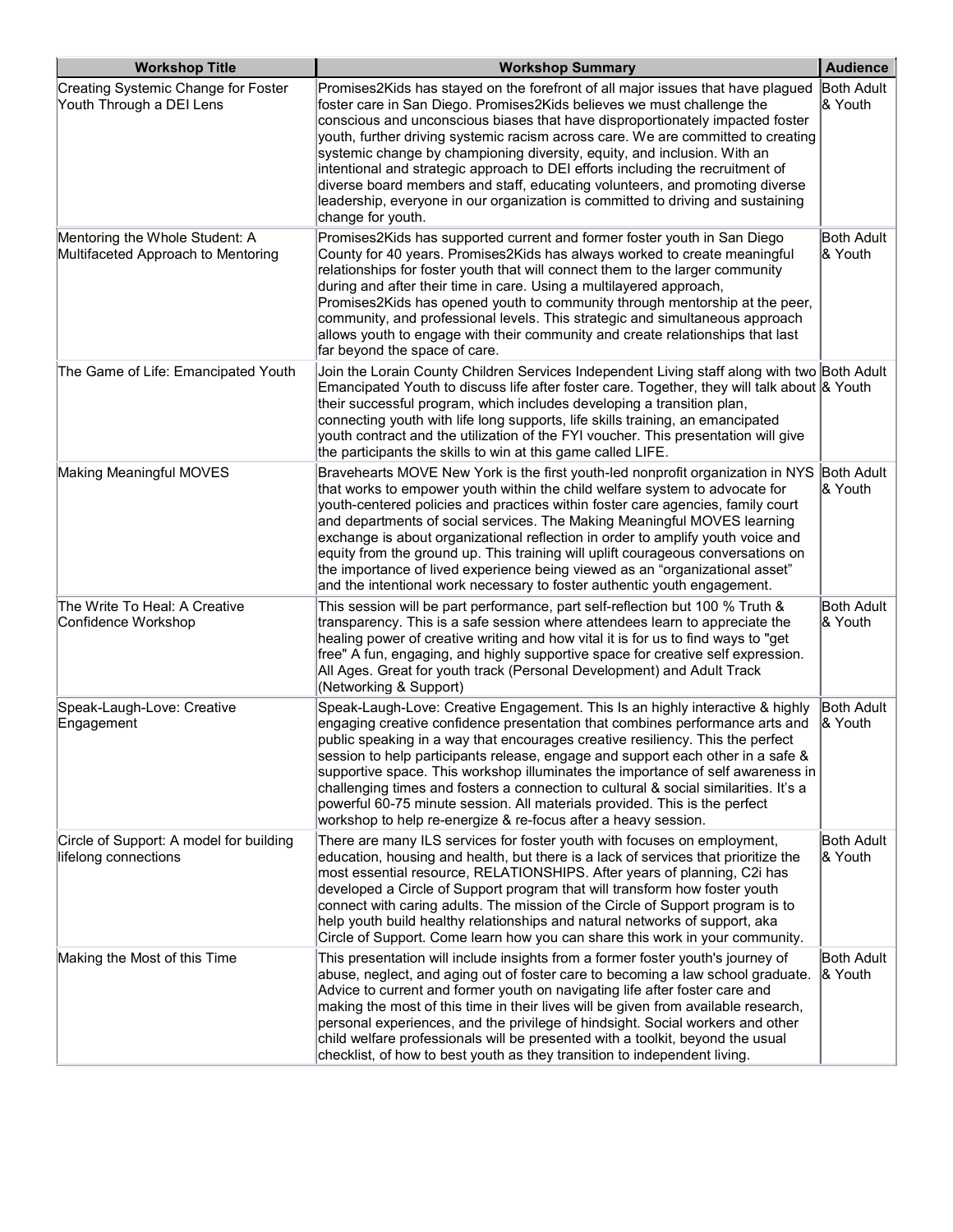| Workshop Title | Workshop Summary | Audience |
|---|---|---|
| Creating Systemic Change for Foster Youth Through a DEI Lens | Promises2Kids has stayed on the forefront of all major issues that have plagued foster care in San Diego. Promises2Kids believes we must challenge the conscious and unconscious biases that have disproportionately impacted foster youth, further driving systemic racism across care. We are committed to creating systemic change by championing diversity, equity, and inclusion. With an intentional and strategic approach to DEI efforts including the recruitment of diverse board members and staff, educating volunteers, and promoting diverse leadership, everyone in our organization is committed to driving and sustaining change for youth. | Both Adult & Youth |
| Mentoring the Whole Student: A Multifaceted Approach to Mentoring | Promises2Kids has supported current and former foster youth in San Diego County for 40 years. Promises2Kids has always worked to create meaningful relationships for foster youth that will connect them to the larger community during and after their time in care. Using a multilayered approach, Promises2Kids has opened youth to community through mentorship at the peer, community, and professional levels. This strategic and simultaneous approach allows youth to engage with their community and create relationships that last far beyond the space of care. | Both Adult & Youth |
| The Game of Life: Emancipated Youth | Join the Lorain County Children Services Independent Living staff along with two Emancipated Youth to discuss life after foster care. Together, they will talk about their successful program, which includes developing a transition plan, connecting youth with life long supports, life skills training, an emancipated youth contract and the utilization of the FYI voucher. This presentation will give the participants the skills to win at this game called LIFE. | Both Adult & Youth |
| Making Meaningful MOVES | Bravehearts MOVE New York is the first youth-led nonprofit organization in NYS that works to empower youth within the child welfare system to advocate for youth-centered policies and practices within foster care agencies, family court and departments of social services. The Making Meaningful MOVES learning exchange is about organizational reflection in order to amplify youth voice and equity from the ground up. This training will uplift courageous conversations on the importance of lived experience being viewed as an "organizational asset" and the intentional work necessary to foster authentic youth engagement. | Both Adult & Youth |
| The Write To Heal: A Creative Confidence Workshop | This session will be part performance, part self-reflection but 100 % Truth & transparency. This is a safe session where attendees learn to appreciate the healing power of creative writing and how vital it is for us to find ways to "get free" A fun, engaging, and highly supportive space for creative self expression. All Ages. Great for youth track (Personal Development) and Adult Track (Networking & Support) | Both Adult & Youth |
| Speak-Laugh-Love: Creative Engagement | Speak-Laugh-Love: Creative Engagement. This Is an highly interactive & highly engaging creative confidence presentation that combines performance arts and public speaking in a way that encourages creative resiliency. This the perfect session to help participants release, engage and support each other in a safe & supportive space. This workshop illuminates the importance of self awareness in challenging times and fosters a connection to cultural & social similarities. It's a powerful 60-75 minute session. All materials provided. This is the perfect workshop to help re-energize & re-focus after a heavy session. | Both Adult & Youth |
| Circle of Support: A model for building lifelong connections | There are many ILS services for foster youth with focuses on employment, education, housing and health, but there is a lack of services that prioritize the most essential resource, RELATIONSHIPS. After years of planning, C2i has developed a Circle of Support program that will transform how foster youth connect with caring adults. The mission of the Circle of Support program is to help youth build healthy relationships and natural networks of support, aka Circle of Support. Come learn how you can share this work in your community. | Both Adult & Youth |
| Making the Most of this Time | This presentation will include insights from a former foster youth's journey of abuse, neglect, and aging out of foster care to becoming a law school graduate. Advice to current and former youth on navigating life after foster care and making the most of this time in their lives will be given from available research, personal experiences, and the privilege of hindsight. Social workers and other child welfare professionals will be presented with a toolkit, beyond the usual checklist, of how to best youth as they transition to independent living. | Both Adult & Youth |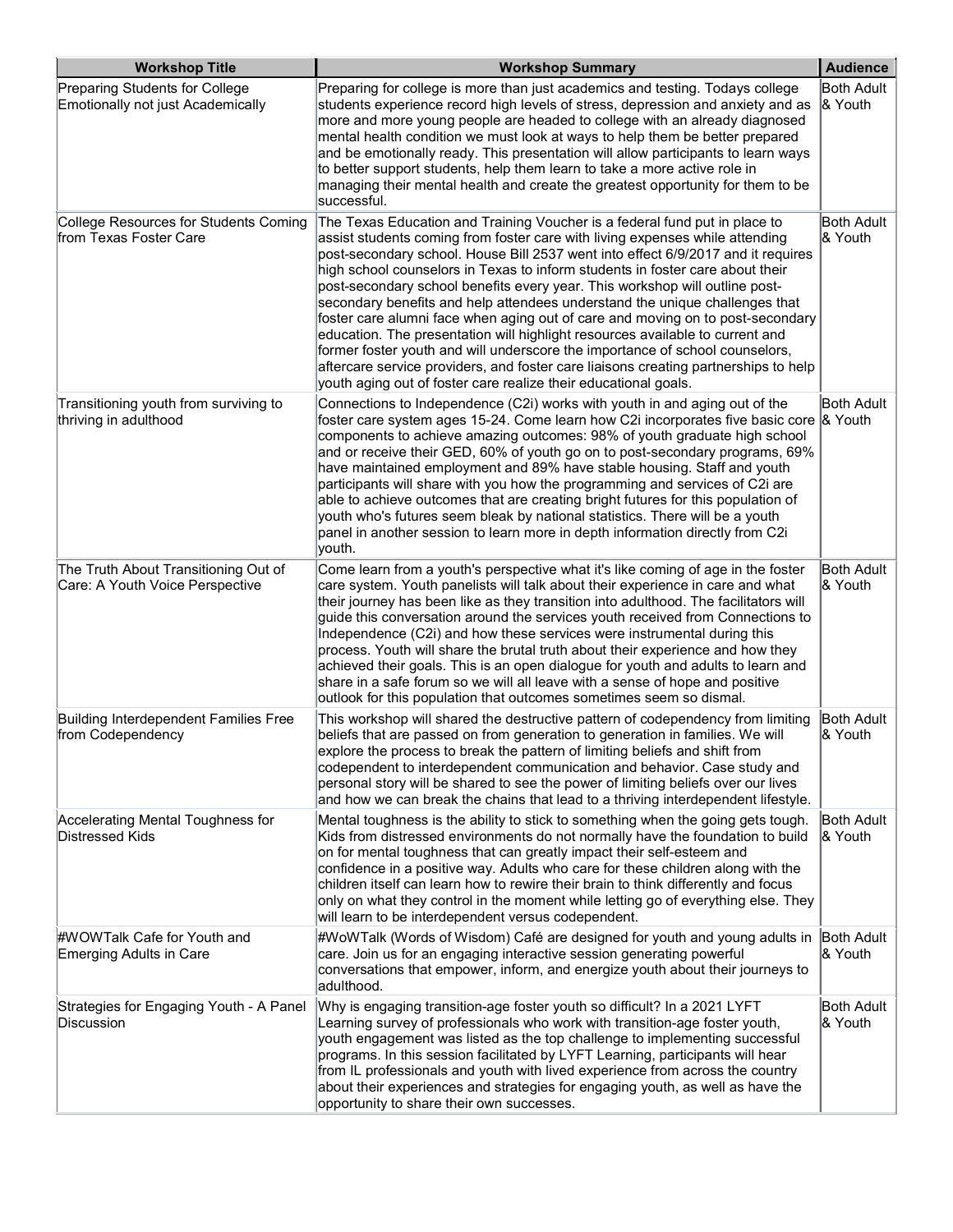| Workshop Title | Workshop Summary | Audience |
|---|---|---|
| Preparing Students for College Emotionally not just Academically | Preparing for college is more than just academics and testing. Todays college students experience record high levels of stress, depression and anxiety and as more and more young people are headed to college with an already diagnosed mental health condition we must look at ways to help them be better prepared and be emotionally ready. This presentation will allow participants to learn ways to better support students, help them learn to take a more active role in managing their mental health and create the greatest opportunity for them to be successful. | Both Adult & Youth |
| College Resources for Students Coming from Texas Foster Care | The Texas Education and Training Voucher is a federal fund put in place to assist students coming from foster care with living expenses while attending post-secondary school. House Bill 2537 went into effect 6/9/2017 and it requires high school counselors in Texas to inform students in foster care about their post-secondary school benefits every year. This workshop will outline post-secondary benefits and help attendees understand the unique challenges that foster care alumni face when aging out of care and moving on to post-secondary education. The presentation will highlight resources available to current and former foster youth and will underscore the importance of school counselors, aftercare service providers, and foster care liaisons creating partnerships to help youth aging out of foster care realize their educational goals. | Both Adult & Youth |
| Transitioning youth from surviving to thriving in adulthood | Connections to Independence (C2i) works with youth in and aging out of the foster care system ages 15-24. Come learn how C2i incorporates five basic core components to achieve amazing outcomes: 98% of youth graduate high school and or receive their GED, 60% of youth go on to post-secondary programs, 69% have maintained employment and 89% have stable housing. Staff and youth participants will share with you how the programming and services of C2i are able to achieve outcomes that are creating bright futures for this population of youth who's futures seem bleak by national statistics. There will be a youth panel in another session to learn more in depth information directly from C2i youth. | Both Adult & Youth |
| The Truth About Transitioning Out of Care: A Youth Voice Perspective | Come learn from a youth's perspective what it's like coming of age in the foster care system. Youth panelists will talk about their experience in care and what their journey has been like as they transition into adulthood. The facilitators will guide this conversation around the services youth received from Connections to Independence (C2i) and how these services were instrumental during this process. Youth will share the brutal truth about their experience and how they achieved their goals. This is an open dialogue for youth and adults to learn and share in a safe forum so we will all leave with a sense of hope and positive outlook for this population that outcomes sometimes seem so dismal. | Both Adult & Youth |
| Building Interdependent Families Free from Codependency | This workshop will shared the destructive pattern of codependency from limiting beliefs that are passed on from generation to generation in families. We will explore the process to break the pattern of limiting beliefs and shift from codependent to interdependent communication and behavior. Case study and personal story will be shared to see the power of limiting beliefs over our lives and how we can break the chains that lead to a thriving interdependent lifestyle. | Both Adult & Youth |
| Accelerating Mental Toughness for Distressed Kids | Mental toughness is the ability to stick to something when the going gets tough. Kids from distressed environments do not normally have the foundation to build on for mental toughness that can greatly impact their self-esteem and confidence in a positive way. Adults who care for these children along with the children itself can learn how to rewire their brain to think differently and focus only on what they control in the moment while letting go of everything else. They will learn to be interdependent versus codependent. | Both Adult & Youth |
| #WOWTalk Cafe for Youth and Emerging Adults in Care | #WoWTalk (Words of Wisdom) Café are designed for youth and young adults in care. Join us for an engaging interactive session generating powerful conversations that empower, inform, and energize youth about their journeys to adulthood. | Both Adult & Youth |
| Strategies for Engaging Youth - A Panel Discussion | Why is engaging transition-age foster youth so difficult? In a 2021 LYFT Learning survey of professionals who work with transition-age foster youth, youth engagement was listed as the top challenge to implementing successful programs. In this session facilitated by LYFT Learning, participants will hear from IL professionals and youth with lived experience from across the country about their experiences and strategies for engaging youth, as well as have the opportunity to share their own successes. | Both Adult & Youth |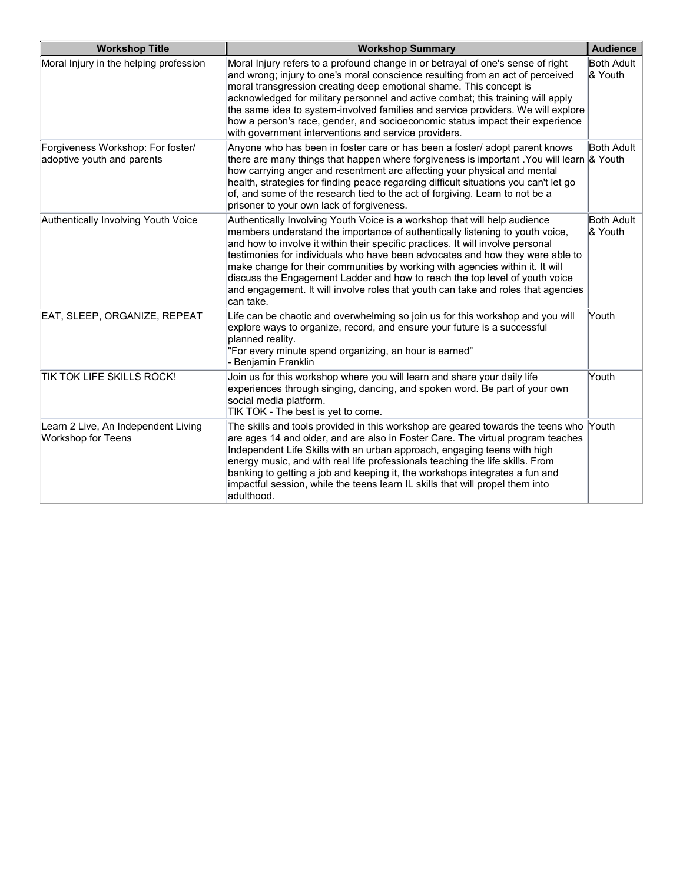| Workshop Title | Workshop Summary | Audience |
|---|---|---|
| Moral Injury in the helping profession | Moral Injury refers to a profound change in or betrayal of one's sense of right and wrong; injury to one's moral conscience resulting from an act of perceived moral transgression creating deep emotional shame. This concept is acknowledged for military personnel and active combat; this training will apply the same idea to system-involved families and service providers. We will explore how a person's race, gender, and socioeconomic status impact their experience with government interventions and service providers. | Both Adult & Youth |
| Forgiveness Workshop: For foster/ adoptive youth and parents | Anyone who has been in foster care or has been a foster/ adopt parent knows there are many things that happen where forgiveness is important .You will learn how carrying anger and resentment are affecting your physical and mental health, strategies for finding peace regarding difficult situations you can't let go of, and some of the research tied to the act of forgiving. Learn to not be a prisoner to your own lack of forgiveness. | Both Adult & Youth |
| Authentically Involving Youth Voice | Authentically Involving Youth Voice is a workshop that will help audience members understand the importance of authentically listening to youth voice, and how to involve it within their specific practices. It will involve personal testimonies for individuals who have been advocates and how they were able to make change for their communities by working with agencies within it. It will discuss the Engagement Ladder and how to reach the top level of youth voice and engagement. It will involve roles that youth can take and roles that agencies can take. | Both Adult & Youth |
| EAT, SLEEP, ORGANIZE, REPEAT | Life can be chaotic and overwhelming so join us for this workshop and you will explore ways to organize, record, and ensure your future is a successful planned reality.<br>"For every minute spend organizing, an hour is earned"<br>- Benjamin Franklin | Youth |
| TIK TOK LIFE SKILLS ROCK! | Join us for this workshop where you will learn and share your daily life experiences through singing, dancing, and spoken word. Be part of your own social media platform.<br>TIK TOK - The best is yet to come. | Youth |
| Learn 2 Live, An Independent Living Workshop for Teens | The skills and tools provided in this workshop are geared towards the teens who are ages 14 and older, and are also in Foster Care. The virtual program teaches Independent Life Skills with an urban approach, engaging teens with high energy music, and with real life professionals teaching the life skills. From banking to getting a job and keeping it, the workshops integrates a fun and impactful session, while the teens learn IL skills that will propel them into adulthood. | Youth |